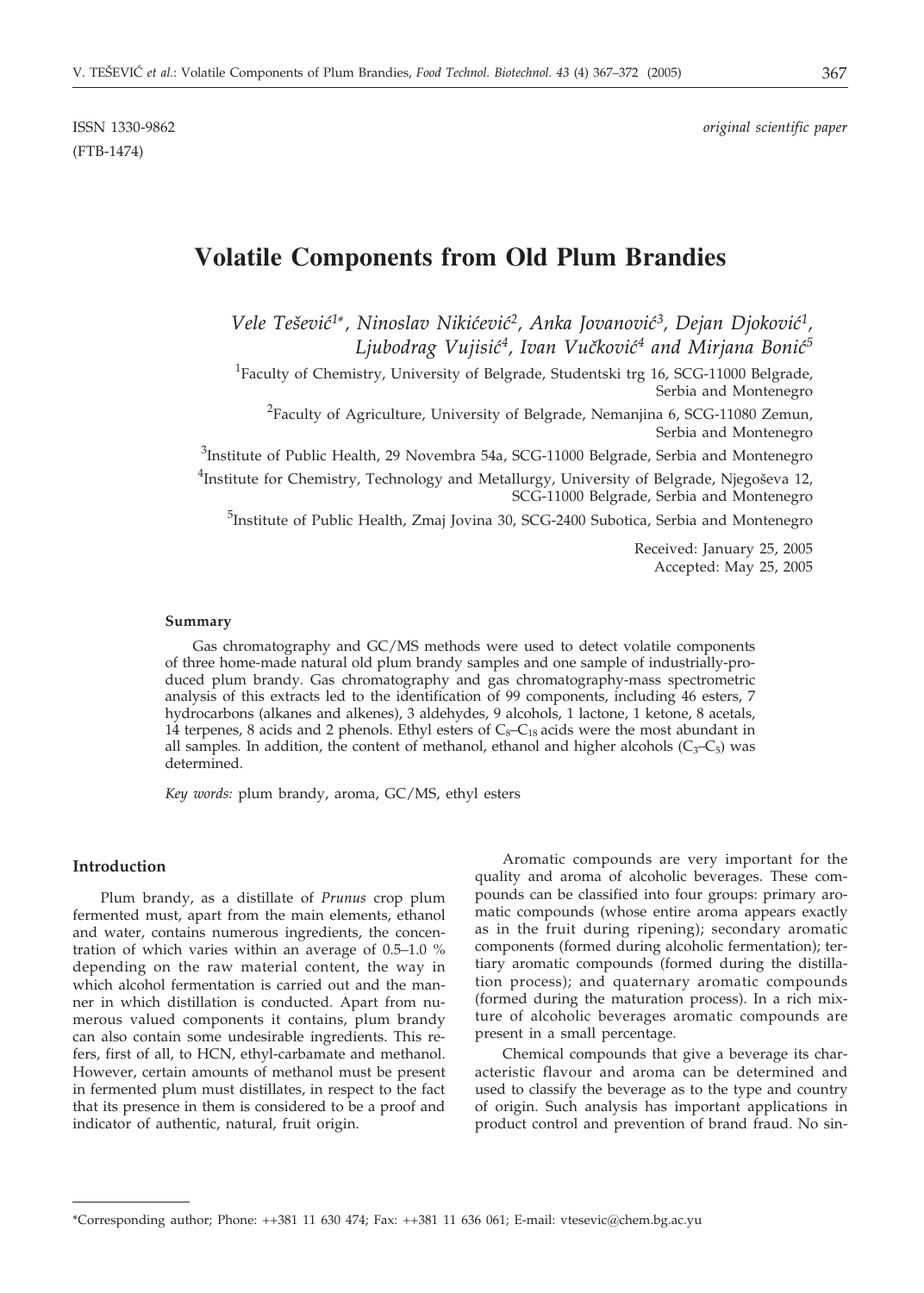ISSN 1330-9862 *original scientific paper*
(FTB-1474)

# Volatile Components from Old Plum Brandies

*Vele Tešević[1]\*, Ninoslav Nikićević[2], Anka Jovanović[3], Dejan Djoković[1], Ljubodrag Vujisić[4], Ivan Vučković[4] and Mirjana Bonić[5]*

[1]Faculty of Chemistry, University of Belgrade, Studentski trg 16, SCG-11000 Belgrade, Serbia and Montenegro

[2]Faculty of Agriculture, University of Belgrade, Nemanjina 6, SCG-11080 Zemun, Serbia and Montenegro

[3]Institute of Public Health, 29 Novembra 54a, SCG-11000 Belgrade, Serbia and Montenegro

[4]Institute for Chemistry, Technology and Metallurgy, University of Belgrade, Njegoševa 12, SCG-11000 Belgrade, Serbia and Montenegro

[5]Institute of Public Health, Zmaj Jovina 30, SCG-2400 Subotica, Serbia and Montenegro

Received: January 25, 2005
Accepted: May 25, 2005

#### Summary

Gas chromatography and GC/MS methods were used to detect volatile components of three home-made natural old plum brandy samples and one sample of industrially-produced plum brandy. Gas chromatography and gas chromatography-mass spectrometric analysis of this extracts led to the identification of 99 components, including 46 esters, 7 hydrocarbons (alkanes and alkenes), 3 aldehydes, 9 alcohols, 1 lactone, 1 ketone, 8 acetals, 14 terpenes, 8 acids and 2 phenols. Ethyl esters of $C_8$–$C_{18}$ acids were the most abundant in all samples. In addition, the content of methanol, ethanol and higher alcohols ($C_3$–$C_5$) was determined.

*Key words:* plum brandy, aroma, GC/MS, ethyl esters

## Introduction

Plum brandy, as a distillate of *Prunus* crop plum fermented must, apart from the main elements, ethanol and water, contains numerous ingredients, the concentration of which varies within an average of 0.5–1.0 % depending on the raw material content, the way in which alcohol fermentation is carried out and the manner in which distillation is conducted. Apart from numerous valued components it contains, plum brandy can also contain some undesirable ingredients. This refers, first of all, to HCN, ethyl-carbamate and methanol. However, certain amounts of methanol must be present in fermented plum must distillates, in respect to the fact that its presence in them is considered to be a proof and indicator of authentic, natural, fruit origin.

Aromatic compounds are very important for the quality and aroma of alcoholic beverages. These compounds can be classified into four groups: primary aromatic compounds (whose entire aroma appears exactly as in the fruit during ripening); secondary aromatic components (formed during alcoholic fermentation); tertiary aromatic compounds (formed during the distillation process); and quaternary aromatic compounds (formed during the maturation process). In a rich mixture of alcoholic beverages aromatic compounds are present in a small percentage.

Chemical compounds that give a beverage its characteristic flavour and aroma can be determined and used to classify the beverage as to the type and country of origin. Such analysis has important applications in product control and prevention of brand fraud. No sin-

\*Corresponding author; Phone: ++381 11 630 474; Fax: ++381 11 636 061; E-mail: vtesevic@chem.bg.ac.yu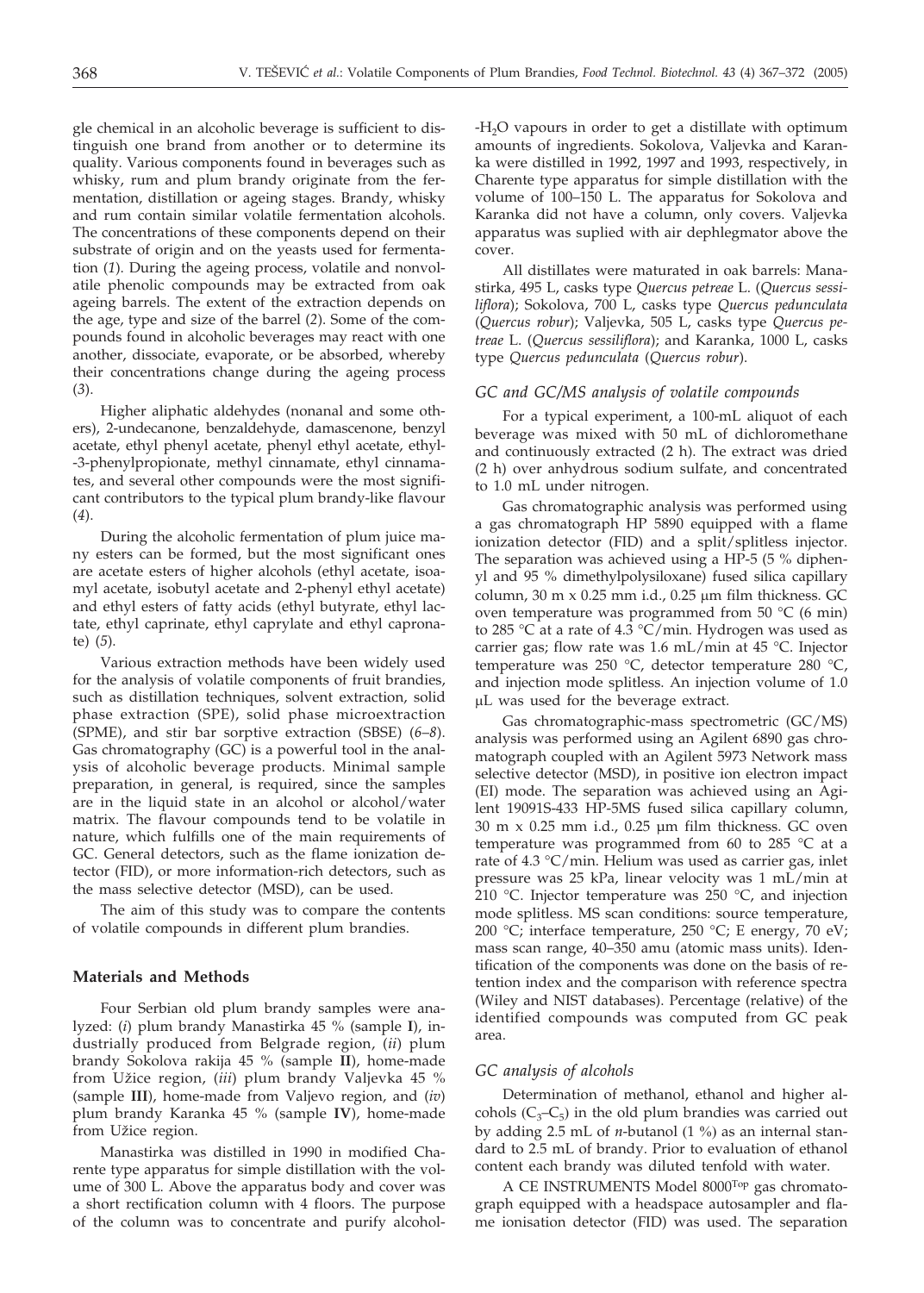gle chemical in an alcoholic beverage is sufficient to distinguish one brand from another or to determine its quality. Various components found in beverages such as whisky, rum and plum brandy originate from the fermentation, distillation or ageing stages. Brandy, whisky and rum contain similar volatile fermentation alcohols. The concentrations of these components depend on their substrate of origin and on the yeasts used for fermentation (*1*). During the ageing process, volatile and nonvolatile phenolic compounds may be extracted from oak ageing barrels. The extent of the extraction depends on the age, type and size of the barrel (*2*). Some of the compounds found in alcoholic beverages may react with one another, dissociate, evaporate, or be absorbed, whereby their concentrations change during the ageing process (*3*).

Higher aliphatic aldehydes (nonanal and some others), 2-undecanone, benzaldehyde, damascenone, benzyl acetate, ethyl phenyl acetate, phenyl ethyl acetate, ethyl-3-phenylpropionate, methyl cinnamate, ethyl cinnamates, and several other compounds were the most significant contributors to the typical plum brandy-like flavour (*4*).

During the alcoholic fermentation of plum juice many esters can be formed, but the most significant ones are acetate esters of higher alcohols (ethyl acetate, isoamyl acetate, isobutyl acetate and 2-phenyl ethyl acetate) and ethyl esters of fatty acids (ethyl butyrate, ethyl lactate, ethyl caprinate, ethyl caprylate and ethyl capronate) (*5*).

Various extraction methods have been widely used for the analysis of volatile components of fruit brandies, such as distillation techniques, solvent extraction, solid phase extraction (SPE), solid phase microextraction (SPME), and stir bar sorptive extraction (SBSE) (*6–8*). Gas chromatography (GC) is a powerful tool in the analysis of alcoholic beverage products. Minimal sample preparation, in general, is required, since the samples are in the liquid state in an alcohol or alcohol/water matrix. The flavour compounds tend to be volatile in nature, which fulfills one of the main requirements of GC. General detectors, such as the flame ionization detector (FID), or more information-rich detectors, such as the mass selective detector (MSD), can be used.

The aim of this study was to compare the contents of volatile compounds in different plum brandies.

## Materials and Methods

Four Serbian old plum brandy samples were analyzed: (*i*) plum brandy Manastirka 45 % (sample **I**), industrially produced from Belgrade region, (*ii*) plum brandy Sokolova rakija 45 % (sample **II**), home-made from Užice region, (*iii*) plum brandy Valjevka 45 % (sample **III**), home-made from Valjevo region, and (*iv*) plum brandy Karanka 45 % (sample **IV**), home-made from Užice region.

Manastirka was distilled in 1990 in modified Charente type apparatus for simple distillation with the volume of 300 L. Above the apparatus body and cover was a short rectification column with 4 floors. The purpose of the column was to concentrate and purify alcohol-$H_2O$ vapours in order to get a distillate with optimum amounts of ingredients. Sokolova, Valjevka and Karanka were distilled in 1992, 1997 and 1993, respectively, in Charente type apparatus for simple distillation with the volume of 100–150 L. The apparatus for Sokolova and Karanka did not have a column, only covers. Valjevka apparatus was suplied with air dephlegmator above the cover.

All distillates were maturated in oak barrels: Manastirka, 495 L, casks type *Quercus petreae* L. (*Quercus sessiliflora*); Sokolova, 700 L, casks type *Quercus pedunculata* (*Quercus robur*); Valjevka, 505 L, casks type *Quercus petreae* L. (*Quercus sessiliflora*); and Karanka, 1000 L, casks type *Quercus pedunculata* (*Quercus robur*).

### GC and GC/MS analysis of volatile compounds

For a typical experiment, a 100-mL aliquot of each beverage was mixed with 50 mL of dichloromethane and continuously extracted (2 h). The extract was dried (2 h) over anhydrous sodium sulfate, and concentrated to 1.0 mL under nitrogen.

Gas chromatographic analysis was performed using a gas chromatograph HP 5890 equipped with a flame ionization detector (FID) and a split/splitless injector. The separation was achieved using a HP-5 (5 % diphenyl and 95 % dimethylpolysiloxane) fused silica capillary column, 30 m x 0.25 mm i.d., 0.25 μm film thickness. GC oven temperature was programmed from 50 °C (6 min) to 285 °C at a rate of 4.3 °C/min. Hydrogen was used as carrier gas; flow rate was 1.6 mL/min at 45 °C. Injector temperature was 250 °C, detector temperature 280 °C, and injection mode splitless. An injection volume of 1.0 μL was used for the beverage extract.

Gas chromatographic-mass spectrometric (GC/MS) analysis was performed using an Agilent 6890 gas chromatograph coupled with an Agilent 5973 Network mass selective detector (MSD), in positive ion electron impact (EI) mode. The separation was achieved using an Agilent 19091S-433 HP-5MS fused silica capillary column, 30 m x 0.25 mm i.d., 0.25 μm film thickness. GC oven temperature was programmed from 60 to 285 °C at a rate of 4.3 °C/min. Helium was used as carrier gas, inlet pressure was 25 kPa, linear velocity was 1 mL/min at 210 °C. Injector temperature was 250 °C, and injection mode splitless. MS scan conditions: source temperature, 200 °C; interface temperature, 250 °C; E energy, 70 eV; mass scan range, 40–350 amu (atomic mass units). Identification of the components was done on the basis of retention index and the comparison with reference spectra (Wiley and NIST databases). Percentage (relative) of the identified compounds was computed from GC peak area.

### GC analysis of alcohols

Determination of methanol, ethanol and higher alcohols ($C_3$–$C_5$) in the old plum brandies was carried out by adding 2.5 mL of *n*-butanol (1 %) as an internal standard to 2.5 mL of brandy. Prior to evaluation of ethanol content each brandy was diluted tenfold with water.

A CE INSTRUMENTS Model 8000[Top] gas chromatograph equipped with a headspace autosampler and flame ionisation detector (FID) was used. The separation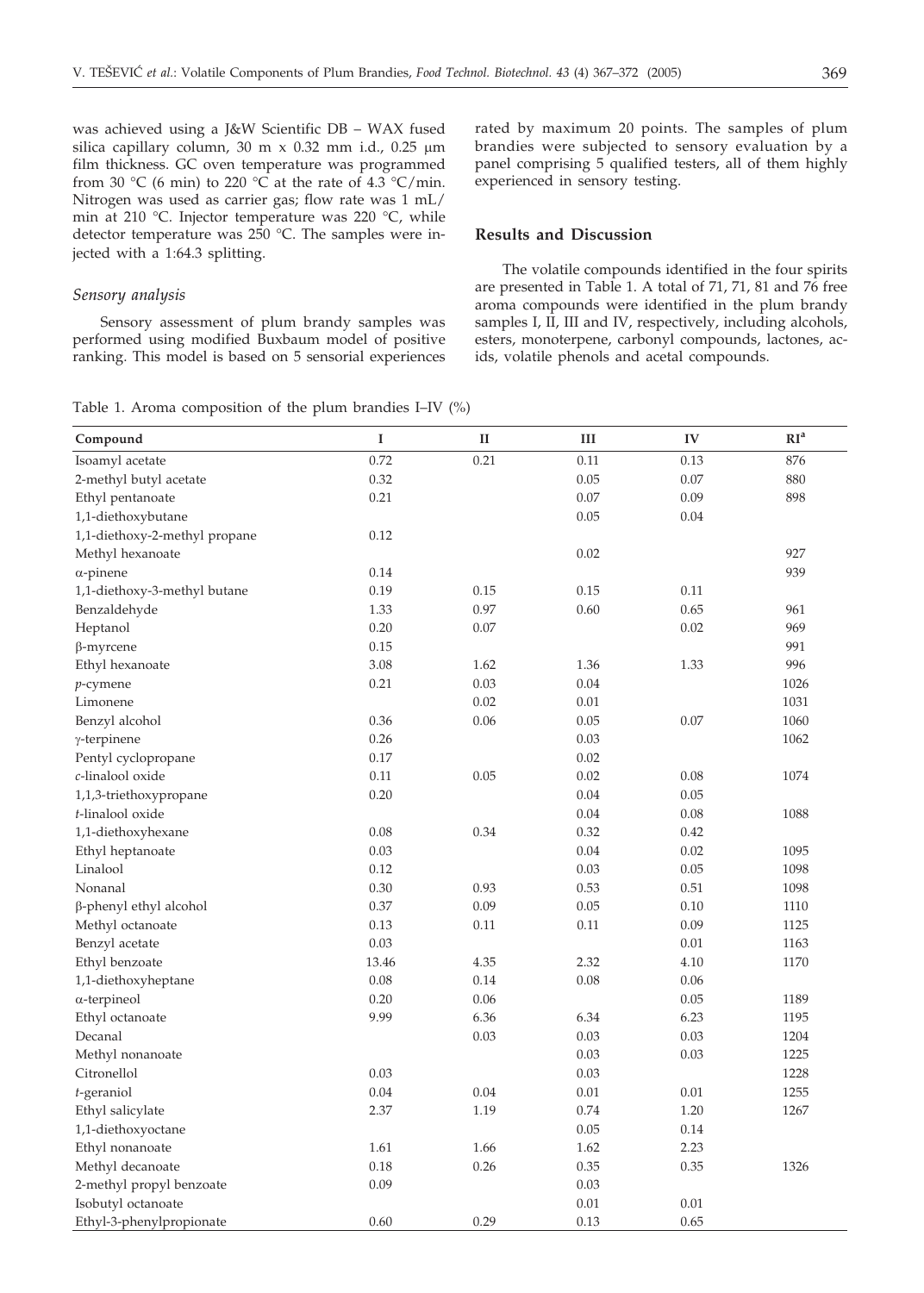was achieved using a J&W Scientific DB – WAX fused silica capillary column, 30 m x 0.32 mm i.d., 0.25 μm film thickness. GC oven temperature was programmed from 30 °C (6 min) to 220 °C at the rate of 4.3 °C/min. Nitrogen was used as carrier gas; flow rate was 1 mL/min at 210 °C. Injector temperature was 220 °C, while detector temperature was 250 °C. The samples were injected with a 1:64.3 splitting.

### *Sensory analysis*

Sensory assessment of plum brandy samples was performed using modified Buxbaum model of positive ranking. This model is based on 5 sensorial experiences rated by maximum 20 points. The samples of plum brandies were subjected to sensory evaluation by a panel comprising 5 qualified testers, all of them highly experienced in sensory testing.

## Results and Discussion

The volatile compounds identified in the four spirits are presented in Table 1. A total of 71, 71, 81 and 76 free aroma compounds were identified in the plum brandy samples I, II, III and IV, respectively, including alcohols, esters, monoterpene, carbonyl compounds, lactones, acids, volatile phenols and acetal compounds.

Table 1. Aroma composition of the plum brandies I–IV (%)

| Compound | I | II | III | IV | RI[a] |
|---|---|---|---|---|---|
| Isoamyl acetate | 0.72 | 0.21 | 0.11 | 0.13 | 876 |
| 2-methyl butyl acetate | 0.32 | | 0.05 | 0.07 | 880 |
| Ethyl pentanoate | 0.21 | | 0.07 | 0.09 | 898 |
| 1,1-diethoxybutane | | | 0.05 | 0.04 | |
| 1,1-diethoxy-2-methyl propane | 0.12 | | | | |
| Methyl hexanoate | | | 0.02 | | 927 |
| α-pinene | 0.14 | | | | 939 |
| 1,1-diethoxy-3-methyl butane | 0.19 | 0.15 | 0.15 | 0.11 | |
| Benzaldehyde | 1.33 | 0.97 | 0.60 | 0.65 | 961 |
| Heptanol | 0.20 | 0.07 | | 0.02 | 969 |
| β-myrcene | 0.15 | | | | 991 |
| Ethyl hexanoate | 3.08 | 1.62 | 1.36 | 1.33 | 996 |
| *p*-cymene | 0.21 | 0.03 | 0.04 | | 1026 |
| Limonene | | 0.02 | 0.01 | | 1031 |
| Benzyl alcohol | 0.36 | 0.06 | 0.05 | 0.07 | 1060 |
| γ-terpinene | 0.26 | | 0.03 | | 1062 |
| Pentyl cyclopropane | 0.17 | | 0.02 | | |
| *c*-linalool oxide | 0.11 | 0.05 | 0.02 | 0.08 | 1074 |
| 1,1,3-triethoxypropane | 0.20 | | 0.04 | 0.05 | |
| *t*-linalool oxide | | | 0.04 | 0.08 | 1088 |
| 1,1-diethoxyhexane | 0.08 | 0.34 | 0.32 | 0.42 | |
| Ethyl heptanoate | 0.03 | | 0.04 | 0.02 | 1095 |
| Linalool | 0.12 | | 0.03 | 0.05 | 1098 |
| Nonanal | 0.30 | 0.93 | 0.53 | 0.51 | 1098 |
| β-phenyl ethyl alcohol | 0.37 | 0.09 | 0.05 | 0.10 | 1110 |
| Methyl octanoate | 0.13 | 0.11 | 0.11 | 0.09 | 1125 |
| Benzyl acetate | 0.03 | | | 0.01 | 1163 |
| Ethyl benzoate | 13.46 | 4.35 | 2.32 | 4.10 | 1170 |
| 1,1-diethoxyheptane | 0.08 | 0.14 | 0.08 | 0.06 | |
| α-terpineol | 0.20 | 0.06 | | 0.05 | 1189 |
| Ethyl octanoate | 9.99 | 6.36 | 6.34 | 6.23 | 1195 |
| Decanal | | 0.03 | 0.03 | 0.03 | 1204 |
| Methyl nonanoate | | | 0.03 | 0.03 | 1225 |
| Citronellol | 0.03 | | 0.03 | | 1228 |
| *t*-geraniol | 0.04 | 0.04 | 0.01 | 0.01 | 1255 |
| Ethyl salicylate | 2.37 | 1.19 | 0.74 | 1.20 | 1267 |
| 1,1-diethoxyoctane | | | 0.05 | 0.14 | |
| Ethyl nonanoate | 1.61 | 1.66 | 1.62 | 2.23 | |
| Methyl decanoate | 0.18 | 0.26 | 0.35 | 0.35 | 1326 |
| 2-methyl propyl benzoate | 0.09 | | 0.03 | | |
| Isobutyl octanoate | | | 0.01 | 0.01 | |
| Ethyl-3-phenylpropionate | 0.60 | 0.29 | 0.13 | 0.65 | |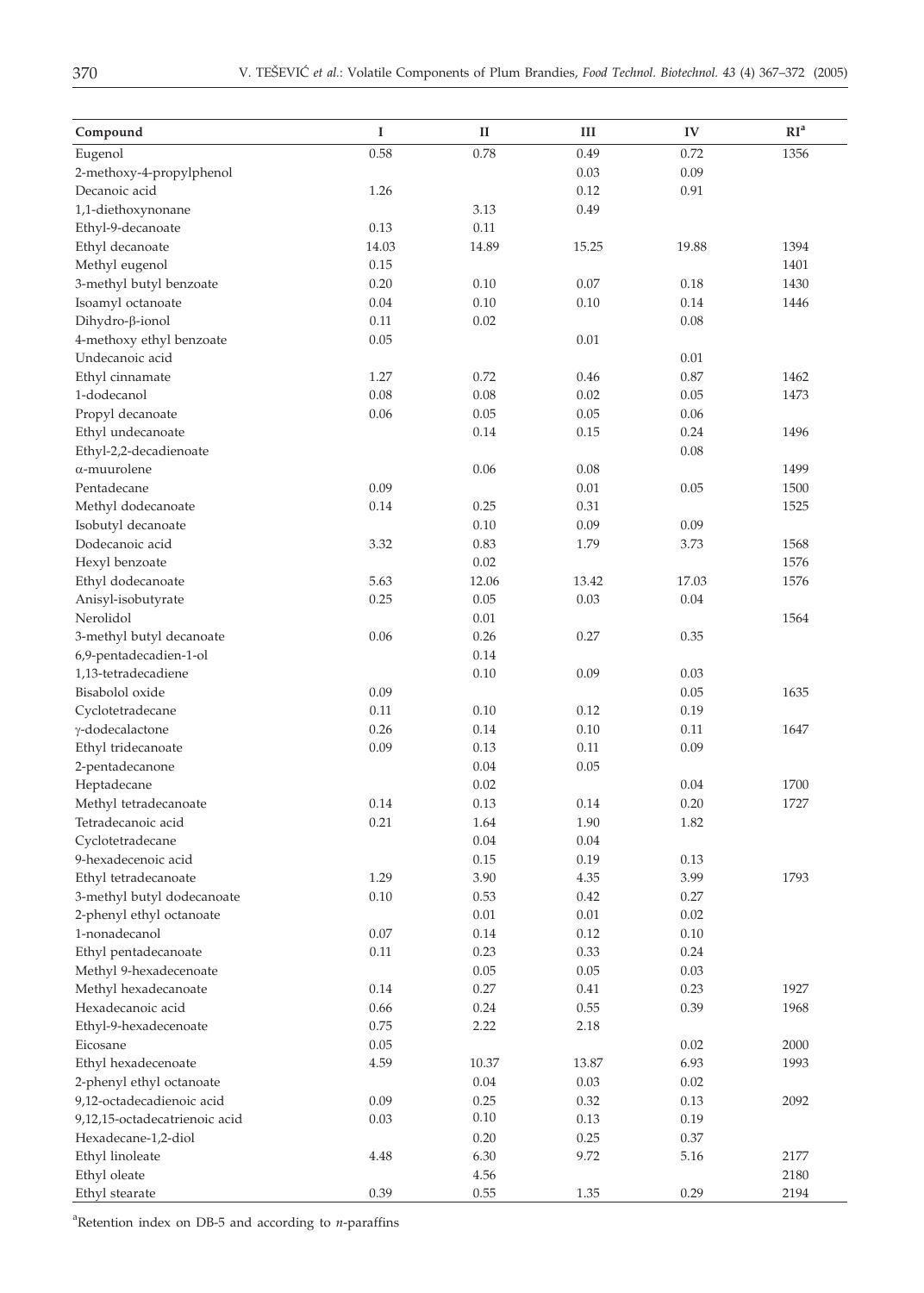| Compound | I | II | III | IV | RI[a] |
|---|---|---|---|---|---|
| Eugenol | 0.58 | 0.78 | 0.49 | 0.72 | 1356 |
| 2-methoxy-4-propylphenol | | | 0.03 | 0.09 | |
| Decanoic acid | 1.26 | | 0.12 | 0.91 | |
| 1,1-diethoxynonane | | 3.13 | 0.49 | | |
| Ethyl-9-decanoate | 0.13 | 0.11 | | | |
| Ethyl decanoate | 14.03 | 14.89 | 15.25 | 19.88 | 1394 |
| Methyl eugenol | 0.15 | | | | 1401 |
| 3-methyl butyl benzoate | 0.20 | 0.10 | 0.07 | 0.18 | 1430 |
| Isoamyl octanoate | 0.04 | 0.10 | 0.10 | 0.14 | 1446 |
| Dihydro-β-ionol | 0.11 | 0.02 | | 0.08 | |
| 4-methoxy ethyl benzoate | 0.05 | | 0.01 | | |
| Undecanoic acid | | | | 0.01 | |
| Ethyl cinnamate | 1.27 | 0.72 | 0.46 | 0.87 | 1462 |
| 1-dodecanol | 0.08 | 0.08 | 0.02 | 0.05 | 1473 |
| Propyl decanoate | 0.06 | 0.05 | 0.05 | 0.06 | |
| Ethyl undecanoate | | 0.14 | 0.15 | 0.24 | 1496 |
| Ethyl-2,2-decadienoate | | | | 0.08 | |
| α-muurolene | | 0.06 | 0.08 | | 1499 |
| Pentadecane | 0.09 | | 0.01 | 0.05 | 1500 |
| Methyl dodecanoate | 0.14 | 0.25 | 0.31 | | 1525 |
| Isobutyl decanoate | | 0.10 | 0.09 | 0.09 | |
| Dodecanoic acid | 3.32 | 0.83 | 1.79 | 3.73 | 1568 |
| Hexyl benzoate | | 0.02 | | | 1576 |
| Ethyl dodecanoate | 5.63 | 12.06 | 13.42 | 17.03 | 1576 |
| Anisyl-isobutyrate | 0.25 | 0.05 | 0.03 | 0.04 | |
| Nerolidol | | 0.01 | | | 1564 |
| 3-methyl butyl decanoate | 0.06 | 0.26 | 0.27 | 0.35 | |
| 6,9-pentadecadien-1-ol | | 0.14 | | | |
| 1,13-tetradecadiene | | 0.10 | 0.09 | 0.03 | |
| Bisabolol oxide | 0.09 | | | 0.05 | 1635 |
| Cyclotetradecane | 0.11 | 0.10 | 0.12 | 0.19 | |
| γ-dodecalactone | 0.26 | 0.14 | 0.10 | 0.11 | 1647 |
| Ethyl tridecanoate | 0.09 | 0.13 | 0.11 | 0.09 | |
| 2-pentadecanone | | 0.04 | 0.05 | | |
| Heptadecane | | 0.02 | | 0.04 | 1700 |
| Methyl tetradecanoate | 0.14 | 0.13 | 0.14 | 0.20 | 1727 |
| Tetradecanoic acid | 0.21 | 1.64 | 1.90 | 1.82 | |
| Cyclotetradecane | | 0.04 | 0.04 | | |
| 9-hexadecenoic acid | | 0.15 | 0.19 | 0.13 | |
| Ethyl tetradecanoate | 1.29 | 3.90 | 4.35 | 3.99 | 1793 |
| 3-methyl butyl dodecanoate | 0.10 | 0.53 | 0.42 | 0.27 | |
| 2-phenyl ethyl octanoate | | 0.01 | 0.01 | 0.02 | |
| 1-nonadecanol | 0.07 | 0.14 | 0.12 | 0.10 | |
| Ethyl pentadecanoate | 0.11 | 0.23 | 0.33 | 0.24 | |
| Methyl 9-hexadecenoate | | 0.05 | 0.05 | 0.03 | |
| Methyl hexadecanoate | 0.14 | 0.27 | 0.41 | 0.23 | 1927 |
| Hexadecanoic acid | 0.66 | 0.24 | 0.55 | 0.39 | 1968 |
| Ethyl-9-hexadecenoate | 0.75 | 2.22 | 2.18 | | |
| Eicosane | 0.05 | | | 0.02 | 2000 |
| Ethyl hexadecenoate | 4.59 | 10.37 | 13.87 | 6.93 | 1993 |
| 2-phenyl ethyl octanoate | | 0.04 | 0.03 | 0.02 | |
| 9,12-octadecadienoic acid | 0.09 | 0.25 | 0.32 | 0.13 | 2092 |
| 9,12,15-octadecatrienoic acid | 0.03 | 0.10 | 0.13 | 0.19 | |
| Hexadecane-1,2-diol | | 0.20 | 0.25 | 0.37 | |
| Ethyl linoleate | 4.48 | 6.30 | 9.72 | 5.16 | 2177 |
| Ethyl oleate | | 4.56 | | | 2180 |
| Ethyl stearate | 0.39 | 0.55 | 1.35 | 0.29 | 2194 |

[a]Retention index on DB-5 and according to *n*-paraffins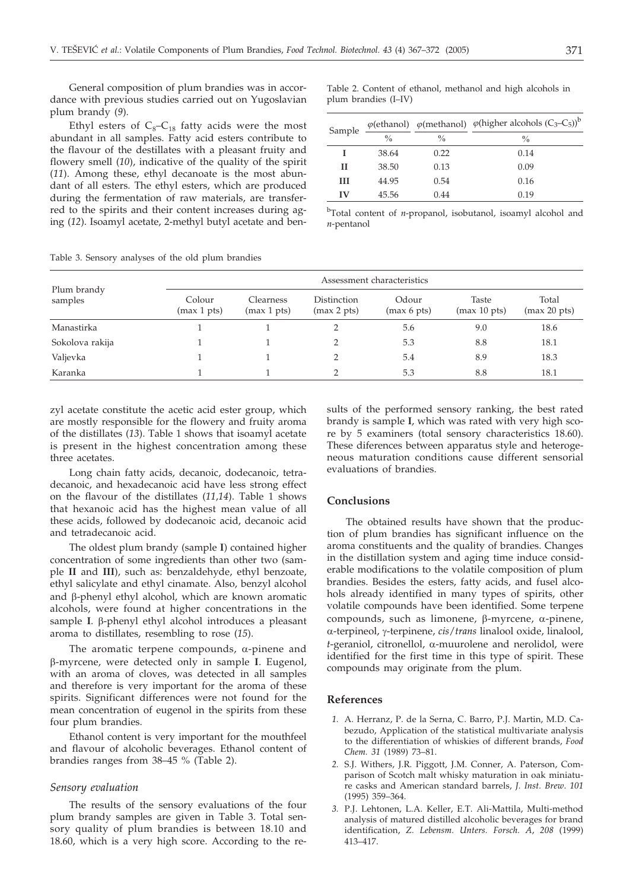General composition of plum brandies was in accordance with previous studies carried out on Yugoslavian plum brandy (*9*).

Ethyl esters of $C_8$–$C_{18}$ fatty acids were the most abundant in all samples. Fatty acid esters contribute to the flavour of the destillates with a pleasant fruity and flowery smell (*10*), indicative of the quality of the spirit (*11*). Among these, ethyl decanoate is the most abundant of all esters. The ethyl esters, which are produced during the fermentation of raw materials, are transferred to the spirits and their content increases during aging (*12*). Isoamyl acetate, 2-methyl butyl acetate and benzyl acetate constitute the acetic acid ester group, which are mostly responsible for the flowery and fruity aroma of the distillates (*13*). Table 1 shows that isoamyl acetate is present in the highest concentration among these three acetates.

Table 2. Content of ethanol, methanol and high alcohols in plum brandies (I–IV)

| Sample | $\varphi$(ethanol) | $\varphi$(methanol) | $\varphi$(higher alcohols ($C_3$–$C_5$))[b] |
|---|---|---|---|
| | % | % | % |
| **I** | 38.64 | 0.22 | 0.14 |
| **II** | 38.50 | 0.13 | 0.09 |
| **III** | 44.95 | 0.54 | 0.16 |
| **IV** | 45.56 | 0.44 | 0.19 |

[b]Total content of *n*-propanol, isobutanol, isoamyl alcohol and *n*-pentanol

Table 3. Sensory analyses of the old plum brandies

| Plum brandy samples | Assessment characteristics | | | | | |
|---|---|---|---|---|---|---|
| | Colour (max 1 pts) | Clearness (max 1 pts) | Distinction (max 2 pts) | Odour (max 6 pts) | Taste (max 10 pts) | Total (max 20 pts) |
| Manastirka | 1 | 1 | 2 | 5.6 | 9.0 | 18.6 |
| Sokolova rakija | 1 | 1 | 2 | 5.3 | 8.8 | 18.1 |
| Valjevka | 1 | 1 | 2 | 5.4 | 8.9 | 18.3 |
| Karanka | 1 | 1 | 2 | 5.3 | 8.8 | 18.1 |

Long chain fatty acids, decanoic, dodecanoic, tetradecanoic, and hexadecanoic acid have less strong effect on the flavour of the distillates (*11,14*). Table 1 shows that hexanoic acid has the highest mean value of all these acids, followed by dodecanoic acid, decanoic acid and tetradecanoic acid.

The oldest plum brandy (sample **I**) contained higher concentration of some ingredients than other two (sample **II** and **III**), such as: benzaldehyde, ethyl benzoate, ethyl salicylate and ethyl cinamate. Also, benzyl alcohol and β-phenyl ethyl alcohol, which are known aromatic alcohols, were found at higher concentrations in the sample **I**. β-phenyl ethyl alcohol introduces a pleasant aroma to distillates, resembling to rose (*15*).

The aromatic terpene compounds, α-pinene and β-myrcene, were detected only in sample **I**. Eugenol, with an aroma of cloves, was detected in all samples and therefore is very important for the aroma of these spirits. Significant differences were not found for the mean concentration of eugenol in the spirits from these four plum brandies.

Ethanol content is very important for the mouthfeel and flavour of alcoholic beverages. Ethanol content of brandies ranges from 38–45 % (Table 2).

### *Sensory evaluation*

The results of the sensory evaluations of the four plum brandy samples are given in Table 3. Total sensory quality of plum brandies is between 18.10 and 18.60, which is a very high score. According to the results of the performed sensory ranking, the best rated brandy is sample **I**, which was rated with very high score by 5 examiners (total sensory characteristics 18.60). These diferences between apparatus style and heterogeneous maturation conditions cause different sensorial evaluations of brandies.

## Conclusions

The obtained results have shown that the production of plum brandies has significant influence on the aroma constituents and the quality of brandies. Changes in the distillation system and aging time induce considerable modifications to the volatile composition of plum brandies. Besides the esters, fatty acids, and fusel alcohols already identified in many types of spirits, other volatile compounds have been identified. Some terpene compounds, such as limonene, β-myrcene, α-pinene, α-terpineol, γ-terpinene, *cis/trans* linalool oxide, linalool, *t*-geraniol, citronellol, α-muurolene and nerolidol, were identified for the first time in this type of spirit. These compounds may originate from the plum.

## References

1. A. Herranz, P. de la Serna, C. Barro, P.J. Martin, M.D. Cabezudo, Application of the statistical multivariate analysis to the differentiation of whiskies of different brands, *Food Chem. 31* (1989) 73–81.
2. S.J. Withers, J.R. Piggott, J.M. Conner, A. Paterson, Comparison of Scotch malt whisky maturation in oak miniature casks and American standard barrels, *J. Inst. Brew. 101* (1995) 359–364.
3. P.J. Lehtonen, L.A. Keller, E.T. Ali-Mattila, Multi-method analysis of matured distilled alcoholic beverages for brand identification, *Z. Lebensm. Unters. Forsch. A, 208* (1999) 413–417.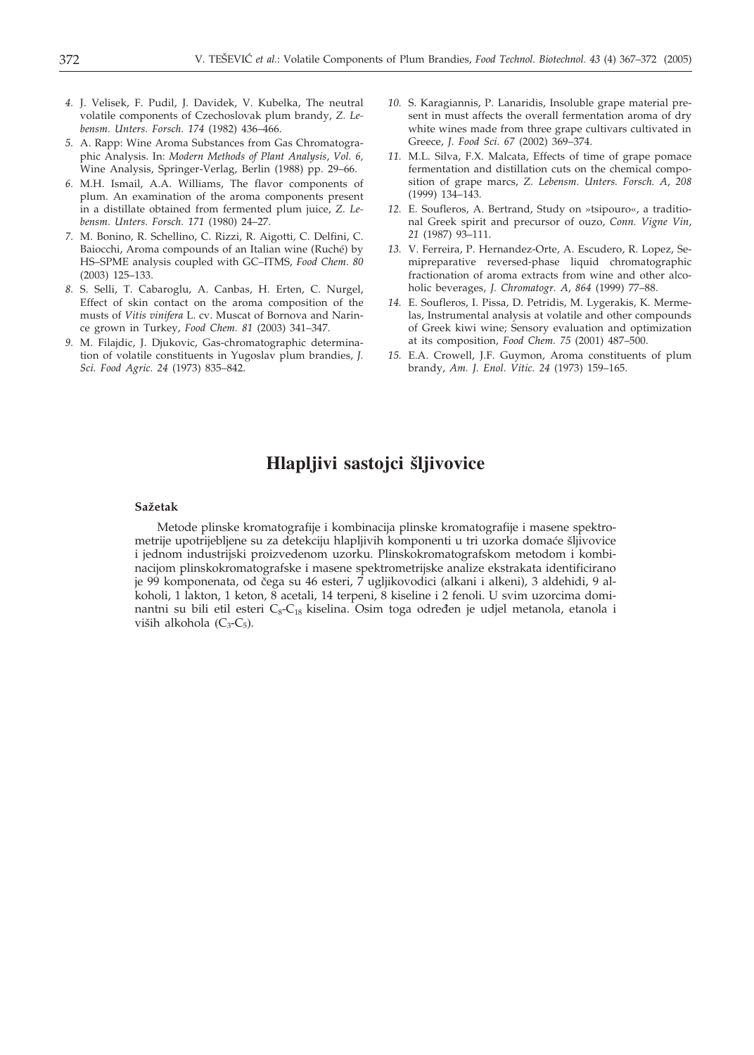4. J. Velisek, F. Pudil, J. Davidek, V. Kubelka, The neutral volatile components of Czechoslovak plum brandy, *Z. Lebensm. Unters. Forsch. 174* (1982) 436–466.
5. A. Rapp: Wine Aroma Substances from Gas Chromatographic Analysis. In: *Modern Methods of Plant Analysis*, *Vol. 6,* Wine Analysis, Springer-Verlag, Berlin (1988) pp. 29–66.
6. M.H. Ismail, A.A. Williams, The flavor components of plum. An examination of the aroma components present in a distillate obtained from fermented plum juice, *Z. Lebensm. Unters. Forsch. 171* (1980) 24–27.
7. M. Bonino, R. Schellino, C. Rizzi, R. Aigotti, C. Delfini, C. Baiocchi, Aroma compounds of an Italian wine (Ruché) by HS–SPME analysis coupled with GC–ITMS, *Food Chem. 80* (2003) 125–133.
8. S. Selli, T. Cabaroglu, A. Canbas, H. Erten, C. Nurgel, Effect of skin contact on the aroma composition of the musts of *Vitis vinifera* L. cv. Muscat of Bornova and Narince grown in Turkey, *Food Chem. 81* (2003) 341–347.
9. M. Filajdic, J. Djukovic, Gas-chromatographic determination of volatile constituents in Yugoslav plum brandies, *J. Sci. Food Agric. 24* (1973) 835–842.
10. S. Karagiannis, P. Lanaridis, Insoluble grape material present in must affects the overall fermentation aroma of dry white wines made from three grape cultivars cultivated in Greece, *J. Food Sci. 67* (2002) 369–374.
11. M.L. Silva, F.X. Malcata, Effects of time of grape pomace fermentation and distillation cuts on the chemical composition of grape marcs, *Z. Lebensm. Unters. Forsch. A*, *208* (1999) 134–143.
12. E. Soufleros, A. Bertrand, Study on »tsipouro«, a traditional Greek spirit and precursor of ouzo, *Conn. Vigne Vin*, *21* (1987) 93–111.
13. V. Ferreira, P. Hernandez-Orte, A. Escudero, R. Lopez, Semipreparative reversed-phase liquid chromatographic fractionation of aroma extracts from wine and other alcoholic beverages, *J. Chromatogr. A*, *864* (1999) 77–88.
14. E. Soufleros, I. Pissa, D. Petridis, M. Lygerakis, K. Mermelas, Instrumental analysis at volatile and other compounds of Greek kiwi wine; Sensory evaluation and optimization at its composition, *Food Chem. 75* (2001) 487–500.
15. E.A. Crowell, J.F. Guymon, Aroma constituents of plum brandy, *Am. J. Enol. Vitic. 24* (1973) 159–165.

# Hlapljivi sastojci šljivovice

### Sažetak

Metode plinske kromatografije i kombinacija plinske kromatografije i masene spektrometrije upotrijebljene su za detekciju hlapljivih komponenti u tri uzorka domaće šljivovice i jednom industrijski proizvedenom uzorku. Plinskokromatografskom metodom i kombinacijom plinskokromatografske i masene spektrometrijske analize ekstrakata identificirano je 99 komponenata, od čega su 46 esteri, 7 ugljikovodici (alkani i alkeni), 3 aldehidi, 9 alkoholi, 1 lakton, 1 keton, 8 acetali, 14 terpeni, 8 kiseline i 2 fenoli. U svim uzorcima dominantni su bili etil esteri $C_8$-$C_{18}$ kiselina. Osim toga određen je udjel metanola, etanola i viših alkohola ($C_3$-$C_5$).